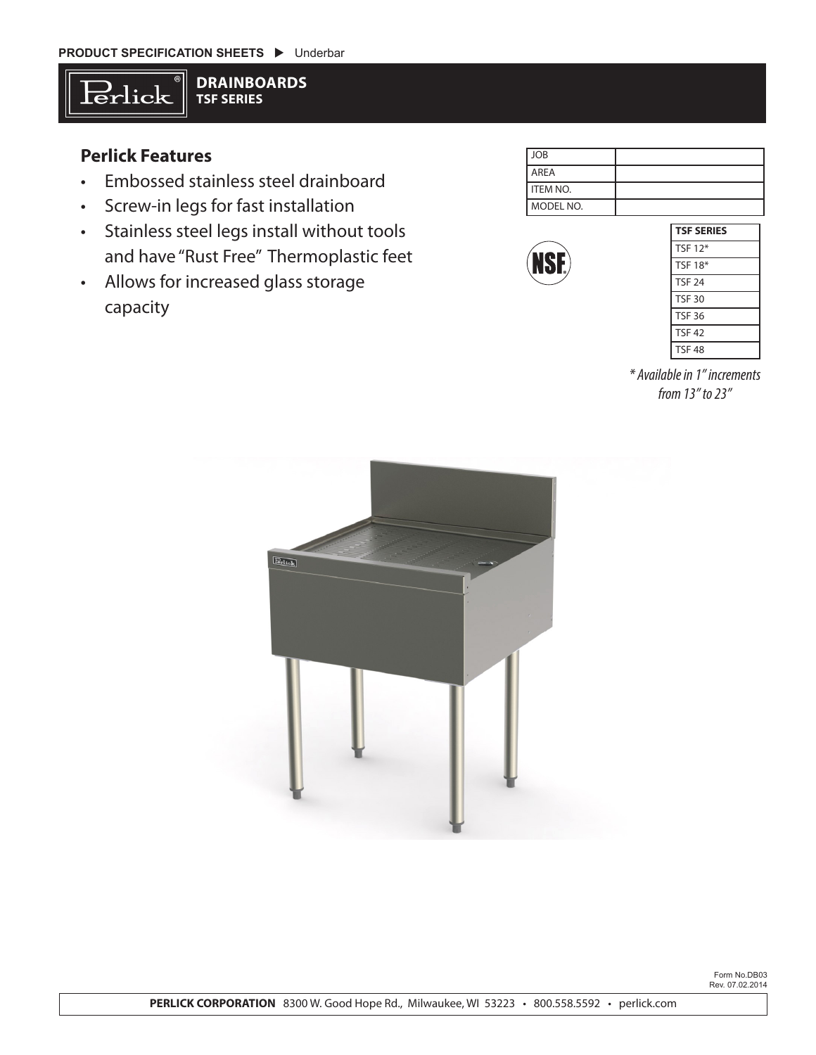PRODUCT SPECIFICATION SHEETS ▶ Underbar

# DRAINBOARDS
## TSF SERIES

### Perlick Features

- Embossed stainless steel drainboard
- Screw-in legs for fast installation
- Stainless steel legs install without tools and have "Rust Free" Thermoplastic feet
- Allows for increased glass storage capacity

| JOB | |
|---|---|
| AREA | |
| ITEM NO. | |
| MODEL NO. | |

| TSF SERIES |
|---|
| TSF 12* |
| TSF 18* |
| TSF 24 |
| TSF 30 |
| TSF 36 |
| TSF 42 |
| TSF 48 |

*\* Available in 1" increments from 13" to 23"*

Form No.DB03
Rev. 07.02.2014

**PERLICK CORPORATION** 8300 W. Good Hope Rd., Milwaukee, WI 53223 • 800.558.5592 • perlick.com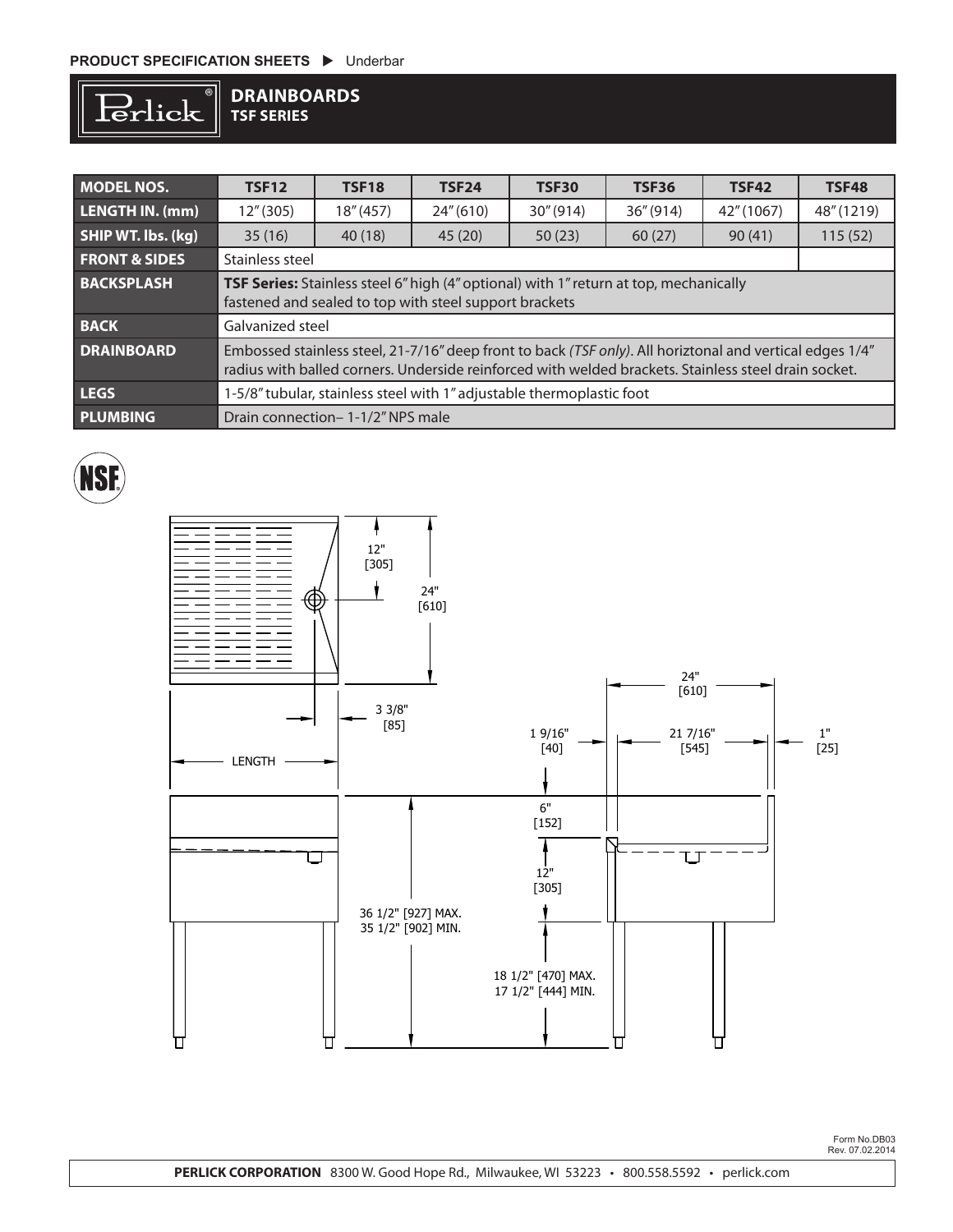**PRODUCT SPECIFICATION SHEETS ▶ Underbar**

# DRAINBOARDS
## TSF SERIES

| MODEL NOS. | TSF12 | TSF18 | TSF24 | TSF30 | TSF36 | TSF42 | TSF48 |
|---|---|---|---|---|---|---|---|
| LENGTH IN. (mm) | 12" (305) | 18" (457) | 24" (610) | 30" (914) | 36" (914) | 42" (1067) | 48" (1219) |
| SHIP WT. lbs. (kg) | 35 (16) | 40 (18) | 45 (20) | 50 (23) | 60 (27) | 90 (41) | 115 (52) |
| FRONT & SIDES | Stainless steel | | | | | | |
| BACKSPLASH | **TSF Series:** Stainless steel 6" high (4" optional) with 1" return at top, mechanically fastened and sealed to top with steel support brackets | | | | | | |
| BACK | Galvanized steel | | | | | | |
| DRAINBOARD | Embossed stainless steel, 21-7/16" deep front to back *(TSF only)*. All horiztonal and vertical edges 1/4" radius with balled corners. Underside reinforced with welded brackets. Stainless steel drain socket. | | | | | | |
| LEGS | 1-5/8" tubular, stainless steel with 1" adjustable thermoplastic foot | | | | | | |
| PLUMBING | Drain connection– 1-1/2" NPS male | | | | | | |

NSF

12" [305]
24" [610]
3 3/8" [85]
LENGTH
24" [610]
1 9/16" [40]
21 7/16" [545]
1" [25]
6" [152]
12" [305]
36 1/2" [927] MAX.
35 1/2" [902] MIN.
18 1/2" [470] MAX.
17 1/2" [444] MIN.

Form No.DB03
Rev. 07.02.2014

**PERLICK CORPORATION** 8300 W. Good Hope Rd., Milwaukee, WI 53223 • 800.558.5592 • perlick.com